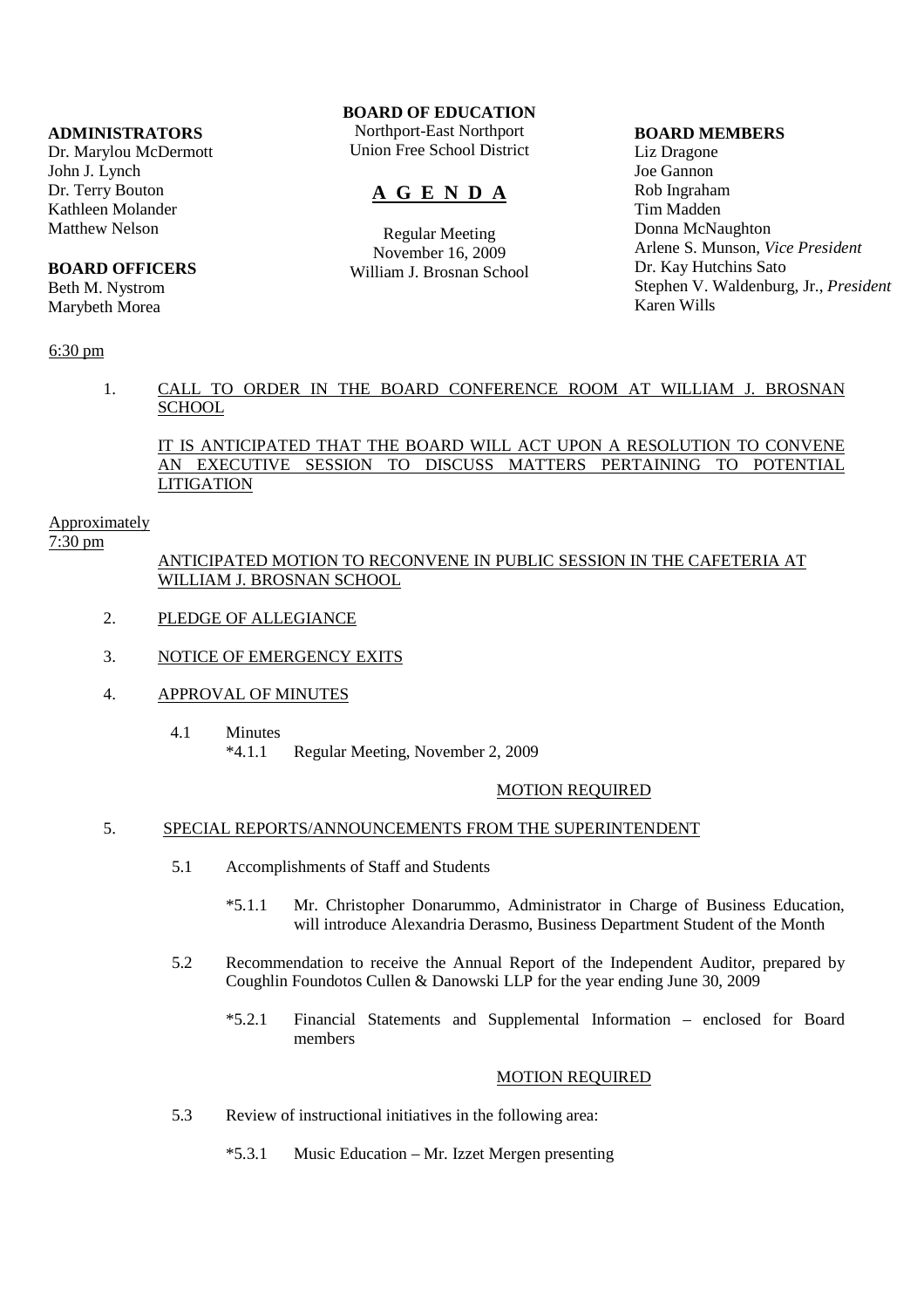**ADMINISTRATORS**
Dr. Marylou McDermott
John J. Lynch
Dr. Terry Bouton
Kathleen Molander
Matthew Nelson

**BOARD OFFICERS**
Beth M. Nystrom
Marybeth Morea

**BOARD OF EDUCATION**
Northport-East Northport
Union Free School District

# A G E N D A

Regular Meeting
November 16, 2009
William J. Brosnan School

**BOARD MEMBERS**
Liz Dragone
Joe Gannon
Rob Ingraham
Tim Madden
Donna McNaughton
Arlene S. Munson, *Vice President*
Dr. Kay Hutchins Sato
Stephen V. Waldenburg, Jr., *President*
Karen Wills

6:30 pm

1. CALL TO ORDER IN THE BOARD CONFERENCE ROOM AT WILLIAM J. BROSNAN SCHOOL

   IT IS ANTICIPATED THAT THE BOARD WILL ACT UPON A RESOLUTION TO CONVENE AN EXECUTIVE SESSION TO DISCUSS MATTERS PERTAINING TO POTENTIAL LITIGATION

Approximately
7:30 pm

ANTICIPATED MOTION TO RECONVENE IN PUBLIC SESSION IN THE CAFETERIA AT WILLIAM J. BROSNAN SCHOOL

2. PLEDGE OF ALLEGIANCE

3. NOTICE OF EMERGENCY EXITS

4. APPROVAL OF MINUTES

   4.1 Minutes
      *4.1.1 Regular Meeting, November 2, 2009

   MOTION REQUIRED

5. SPECIAL REPORTS/ANNOUNCEMENTS FROM THE SUPERINTENDENT

   5.1 Accomplishments of Staff and Students

      *5.1.1 Mr. Christopher Donarummo, Administrator in Charge of Business Education, will introduce Alexandria Derasmo, Business Department Student of the Month

   5.2 Recommendation to receive the Annual Report of the Independent Auditor, prepared by Coughlin Foundotos Cullen & Danowski LLP for the year ending June 30, 2009

      *5.2.1 Financial Statements and Supplemental Information – enclosed for Board members

   MOTION REQUIRED

   5.3 Review of instructional initiatives in the following area:

      *5.3.1 Music Education – Mr. Izzet Mergen presenting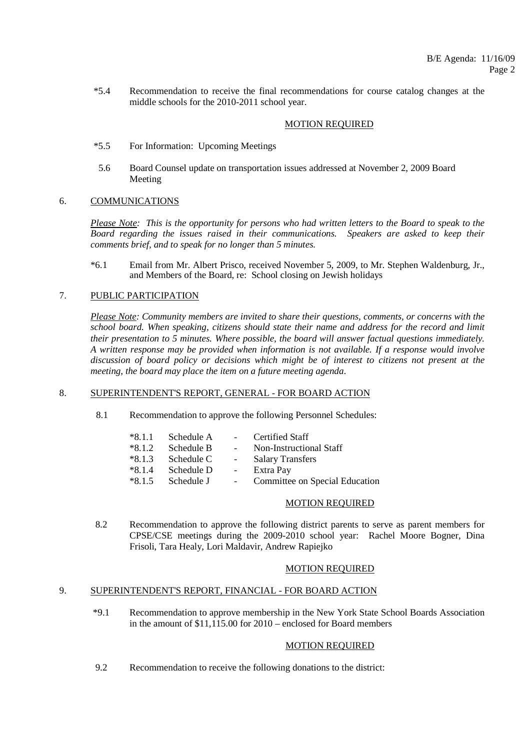*5.4 Recommendation to receive the final recommendations for course catalog changes at the middle schools for the 2010-2011 school year.

MOTION REQUIRED

*5.5 For Information: Upcoming Meetings

5.6 Board Counsel update on transportation issues addressed at November 2, 2009 Board Meeting

## 6. COMMUNICATIONS

*Please Note: This is the opportunity for persons who had written letters to the Board to speak to the Board regarding the issues raised in their communications. Speakers are asked to keep their comments brief, and to speak for no longer than 5 minutes.*

*6.1 Email from Mr. Albert Prisco, received November 5, 2009, to Mr. Stephen Waldenburg, Jr., and Members of the Board, re: School closing on Jewish holidays

## 7. PUBLIC PARTICIPATION

*Please Note: Community members are invited to share their questions, comments, or concerns with the school board. When speaking, citizens should state their name and address for the record and limit their presentation to 5 minutes. Where possible, the board will answer factual questions immediately. A written response may be provided when information is not available. If a response would involve discussion of board policy or decisions which might be of interest to citizens not present at the meeting, the board may place the item on a future meeting agenda.*

## 8. SUPERINTENDENT'S REPORT, GENERAL - FOR BOARD ACTION

8.1 Recommendation to approve the following Personnel Schedules:

- *8.1.1 Schedule A - Certified Staff
- *8.1.2 Schedule B - Non-Instructional Staff
- *8.1.3 Schedule C - Salary Transfers
- *8.1.4 Schedule D - Extra Pay
- *8.1.5 Schedule J - Committee on Special Education

MOTION REQUIRED

8.2 Recommendation to approve the following district parents to serve as parent members for CPSE/CSE meetings during the 2009-2010 school year: Rachel Moore Bogner, Dina Frisoli, Tara Healy, Lori Maldavir, Andrew Rapiejko

MOTION REQUIRED

## 9. SUPERINTENDENT'S REPORT, FINANCIAL - FOR BOARD ACTION

*9.1 Recommendation to approve membership in the New York State School Boards Association in the amount of $11,115.00 for 2010 – enclosed for Board members

MOTION REQUIRED

9.2 Recommendation to receive the following donations to the district: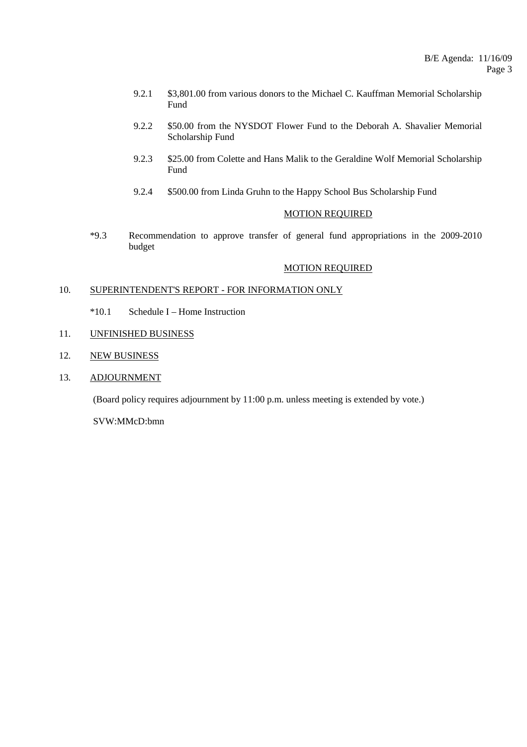9.2.1 $3,801.00 from various donors to the Michael C. Kauffman Memorial Scholarship Fund

9.2.2 $50.00 from the NYSDOT Flower Fund to the Deborah A. Shavalier Memorial Scholarship Fund

9.2.3 $25.00 from Colette and Hans Malik to the Geraldine Wolf Memorial Scholarship Fund

9.2.4 $500.00 from Linda Gruhn to the Happy School Bus Scholarship Fund

MOTION REQUIRED

*9.3 Recommendation to approve transfer of general fund appropriations in the 2009-2010 budget

MOTION REQUIRED

10. SUPERINTENDENT'S REPORT - FOR INFORMATION ONLY

*10.1 Schedule I – Home Instruction

11. UNFINISHED BUSINESS

12. NEW BUSINESS

13. ADJOURNMENT

(Board policy requires adjournment by 11:00 p.m. unless meeting is extended by vote.)

SVW:MMcD:bmn